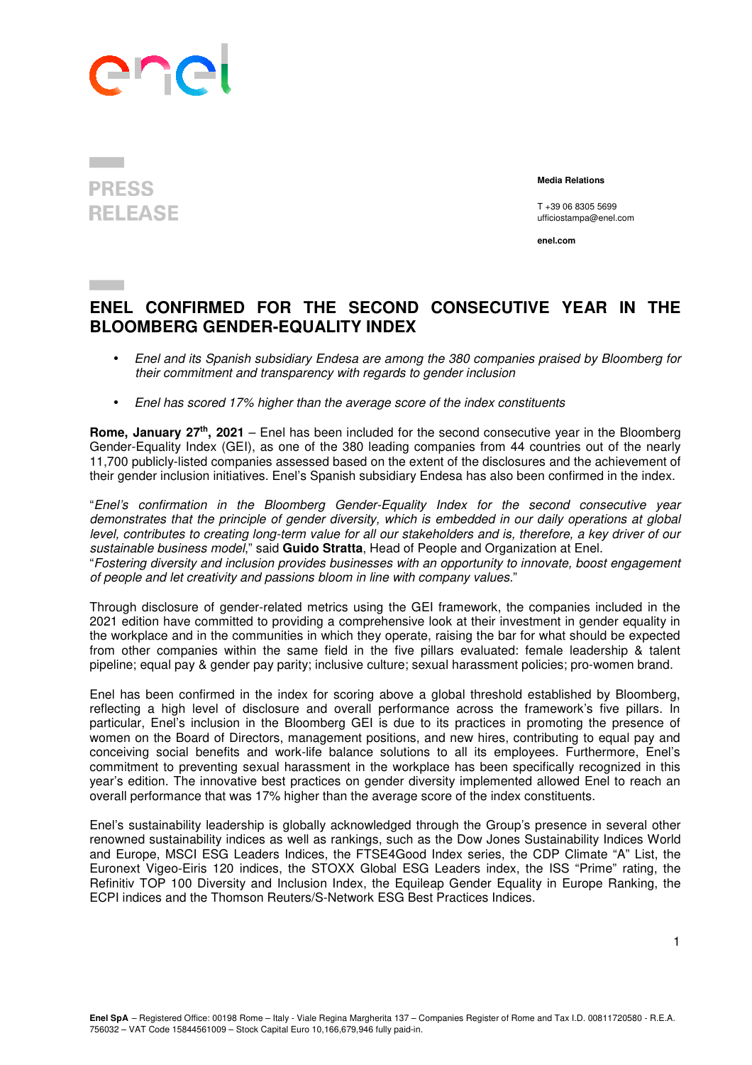**PRESS RELEASE**

**Media Relations**

T +39 06 8305 5699
ufficiostampa@enel.com

**enel.com**

# ENEL CONFIRMED FOR THE SECOND CONSECUTIVE YEAR IN THE BLOOMBERG GENDER-EQUALITY INDEX

- *Enel and its Spanish subsidiary Endesa are among the 380 companies praised by Bloomberg for their commitment and transparency with regards to gender inclusion*
- *Enel has scored 17% higher than the average score of the index constituents*

**Rome, January 27th, 2021** – Enel has been included for the second consecutive year in the Bloomberg Gender-Equality Index (GEI), as one of the 380 leading companies from 44 countries out of the nearly 11,700 publicly-listed companies assessed based on the extent of the disclosures and the achievement of their gender inclusion initiatives. Enel's Spanish subsidiary Endesa has also been confirmed in the index.

"*Enel's confirmation in the Bloomberg Gender-Equality Index for the second consecutive year demonstrates that the principle of gender diversity, which is embedded in our daily operations at global level, contributes to creating long-term value for all our stakeholders and is, therefore, a key driver of our sustainable business model*," said **Guido Stratta**, Head of People and Organization at Enel.
"*Fostering diversity and inclusion provides businesses with an opportunity to innovate, boost engagement of people and let creativity and passions bloom in line with company values*."

Through disclosure of gender-related metrics using the GEI framework, the companies included in the 2021 edition have committed to providing a comprehensive look at their investment in gender equality in the workplace and in the communities in which they operate, raising the bar for what should be expected from other companies within the same field in the five pillars evaluated: female leadership & talent pipeline; equal pay & gender pay parity; inclusive culture; sexual harassment policies; pro-women brand.

Enel has been confirmed in the index for scoring above a global threshold established by Bloomberg, reflecting a high level of disclosure and overall performance across the framework's five pillars. In particular, Enel's inclusion in the Bloomberg GEI is due to its practices in promoting the presence of women on the Board of Directors, management positions, and new hires, contributing to equal pay and conceiving social benefits and work-life balance solutions to all its employees. Furthermore, Enel's commitment to preventing sexual harassment in the workplace has been specifically recognized in this year's edition. The innovative best practices on gender diversity implemented allowed Enel to reach an overall performance that was 17% higher than the average score of the index constituents.

Enel's sustainability leadership is globally acknowledged through the Group's presence in several other renowned sustainability indices as well as rankings, such as the Dow Jones Sustainability Indices World and Europe, MSCI ESG Leaders Indices, the FTSE4Good Index series, the CDP Climate "A" List, the Euronext Vigeo-Eiris 120 indices, the STOXX Global ESG Leaders index, the ISS "Prime" rating, the Refinitiv TOP 100 Diversity and Inclusion Index, the Equileap Gender Equality in Europe Ranking, the ECPI indices and the Thomson Reuters/S-Network ESG Best Practices Indices.

**Enel SpA** – Registered Office: 00198 Rome – Italy - Viale Regina Margherita 137 – Companies Register of Rome and Tax I.D. 00811720580 - R.E.A. 756032 – VAT Code 15844561009 – Stock Capital Euro 10,166,679,946 fully paid-in.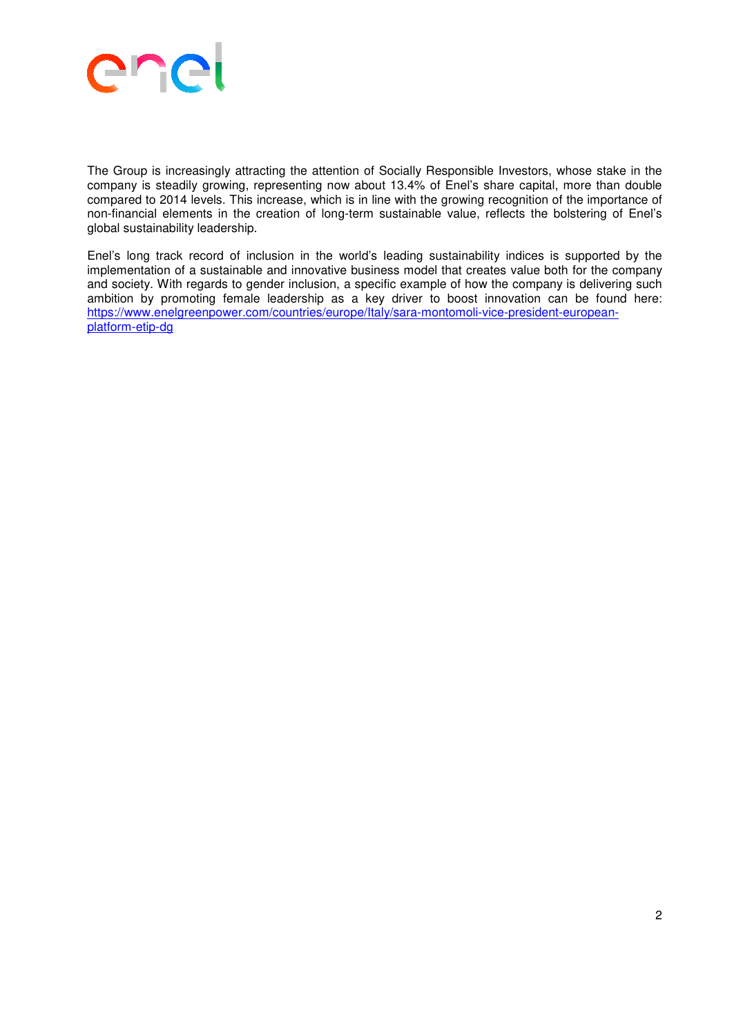The Group is increasingly attracting the attention of Socially Responsible Investors, whose stake in the company is steadily growing, representing now about 13.4% of Enel's share capital, more than double compared to 2014 levels. This increase, which is in line with the growing recognition of the importance of non-financial elements in the creation of long-term sustainable value, reflects the bolstering of Enel's global sustainability leadership.

Enel's long track record of inclusion in the world's leading sustainability indices is supported by the implementation of a sustainable and innovative business model that creates value both for the company and society. With regards to gender inclusion, a specific example of how the company is delivering such ambition by promoting female leadership as a key driver to boost innovation can be found here: [https://www.enelgreenpower.com/countries/europe/Italy/sara-montomoli-vice-president-european-platform-etip-dg](https://www.enelgreenpower.com/countries/europe/Italy/sara-montomoli-vice-president-european-platform-etip-dg)